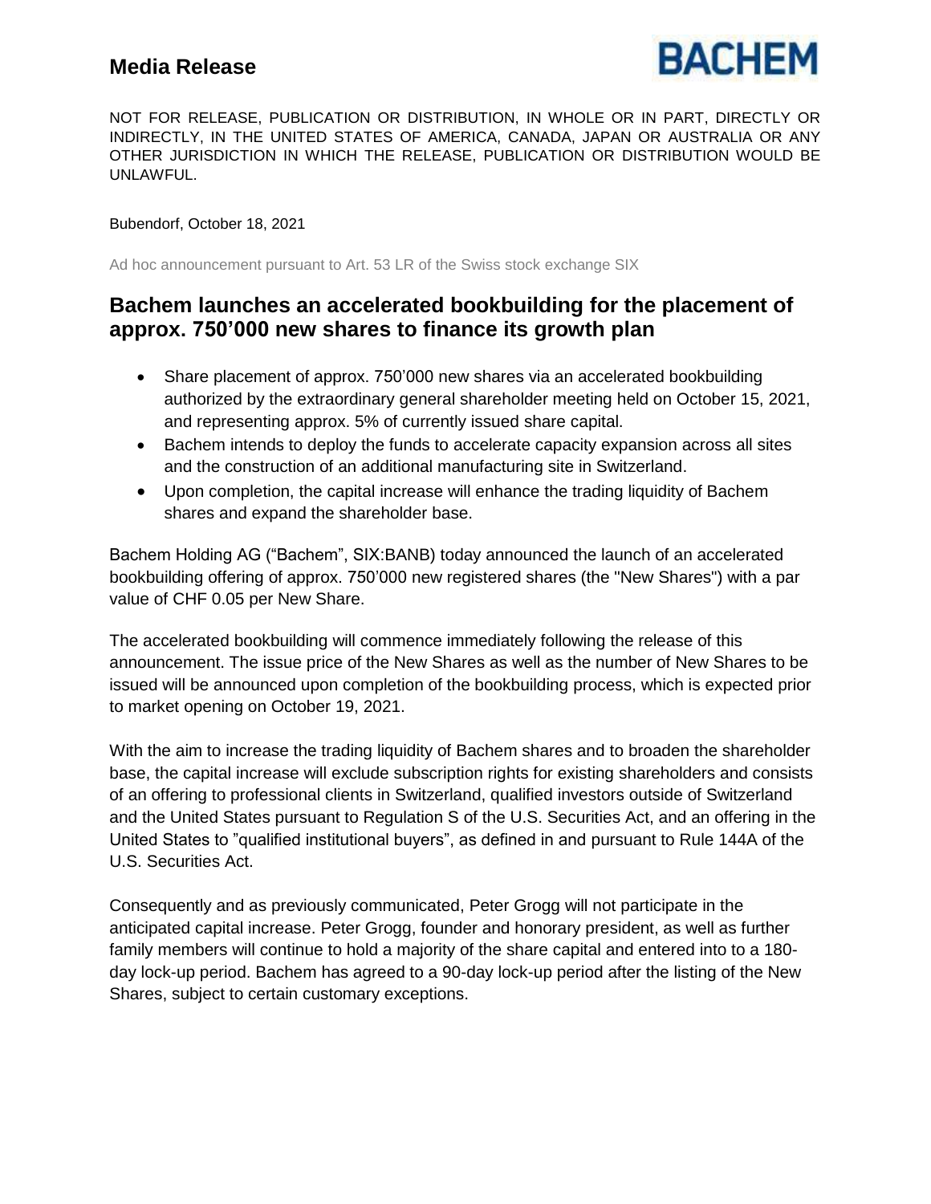# Media Release

BACHEM

NOT FOR RELEASE, PUBLICATION OR DISTRIBUTION, IN WHOLE OR IN PART, DIRECTLY OR INDIRECTLY, IN THE UNITED STATES OF AMERICA, CANADA, JAPAN OR AUSTRALIA OR ANY OTHER JURISDICTION IN WHICH THE RELEASE, PUBLICATION OR DISTRIBUTION WOULD BE UNLAWFUL.

Bubendorf, October 18, 2021

Ad hoc announcement pursuant to Art. 53 LR of the Swiss stock exchange SIX

## Bachem launches an accelerated bookbuilding for the placement of approx. 750'000 new shares to finance its growth plan

- Share placement of approx. 750'000 new shares via an accelerated bookbuilding authorized by the extraordinary general shareholder meeting held on October 15, 2021, and representing approx. 5% of currently issued share capital.
- Bachem intends to deploy the funds to accelerate capacity expansion across all sites and the construction of an additional manufacturing site in Switzerland.
- Upon completion, the capital increase will enhance the trading liquidity of Bachem shares and expand the shareholder base.

Bachem Holding AG ("Bachem", SIX:BANB) today announced the launch of an accelerated bookbuilding offering of approx. 750'000 new registered shares (the "New Shares") with a par value of CHF 0.05 per New Share.

The accelerated bookbuilding will commence immediately following the release of this announcement. The issue price of the New Shares as well as the number of New Shares to be issued will be announced upon completion of the bookbuilding process, which is expected prior to market opening on October 19, 2021.

With the aim to increase the trading liquidity of Bachem shares and to broaden the shareholder base, the capital increase will exclude subscription rights for existing shareholders and consists of an offering to professional clients in Switzerland, qualified investors outside of Switzerland and the United States pursuant to Regulation S of the U.S. Securities Act, and an offering in the United States to "qualified institutional buyers", as defined in and pursuant to Rule 144A of the U.S. Securities Act.

Consequently and as previously communicated, Peter Grogg will not participate in the anticipated capital increase. Peter Grogg, founder and honorary president, as well as further family members will continue to hold a majority of the share capital and entered into to a 180-day lock-up period. Bachem has agreed to a 90-day lock-up period after the listing of the New Shares, subject to certain customary exceptions.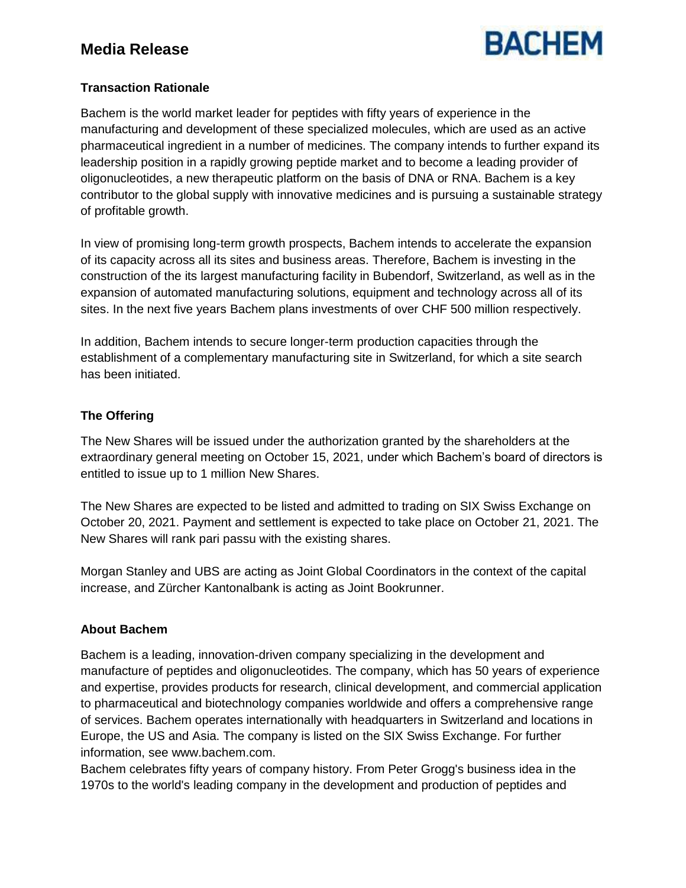### Transaction Rationale

Bachem is the world market leader for peptides with fifty years of experience in the manufacturing and development of these specialized molecules, which are used as an active pharmaceutical ingredient in a number of medicines. The company intends to further expand its leadership position in a rapidly growing peptide market and to become a leading provider of oligonucleotides, a new therapeutic platform on the basis of DNA or RNA. Bachem is a key contributor to the global supply with innovative medicines and is pursuing a sustainable strategy of profitable growth.

In view of promising long-term growth prospects, Bachem intends to accelerate the expansion of its capacity across all its sites and business areas. Therefore, Bachem is investing in the construction of the its largest manufacturing facility in Bubendorf, Switzerland, as well as in the expansion of automated manufacturing solutions, equipment and technology across all of its sites. In the next five years Bachem plans investments of over CHF 500 million respectively.

In addition, Bachem intends to secure longer-term production capacities through the establishment of a complementary manufacturing site in Switzerland, for which a site search has been initiated.

### The Offering

The New Shares will be issued under the authorization granted by the shareholders at the extraordinary general meeting on October 15, 2021, under which Bachem's board of directors is entitled to issue up to 1 million New Shares.

The New Shares are expected to be listed and admitted to trading on SIX Swiss Exchange on October 20, 2021. Payment and settlement is expected to take place on October 21, 2021. The New Shares will rank pari passu with the existing shares.

Morgan Stanley and UBS are acting as Joint Global Coordinators in the context of the capital increase, and Zürcher Kantonalbank is acting as Joint Bookrunner.

### About Bachem

Bachem is a leading, innovation-driven company specializing in the development and manufacture of peptides and oligonucleotides. The company, which has 50 years of experience and expertise, provides products for research, clinical development, and commercial application to pharmaceutical and biotechnology companies worldwide and offers a comprehensive range of services. Bachem operates internationally with headquarters in Switzerland and locations in Europe, the US and Asia. The company is listed on the SIX Swiss Exchange. For further information, see www.bachem.com.
Bachem celebrates fifty years of company history. From Peter Grogg's business idea in the 1970s to the world's leading company in the development and production of peptides and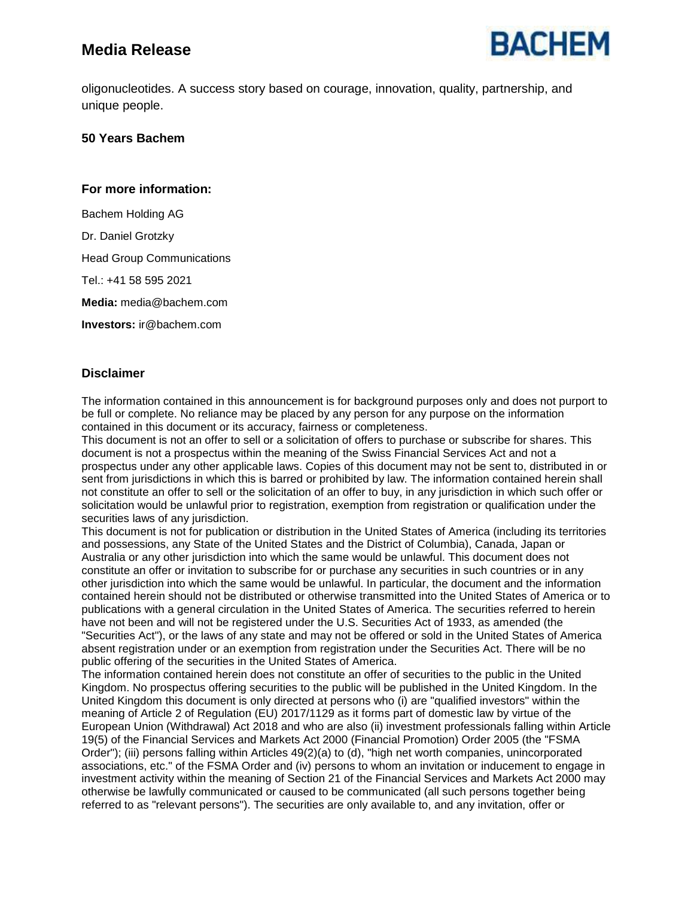oligonucleotides. A success story based on courage, innovation, quality, partnership, and unique people.

**50 Years Bachem**

### For more information:

Bachem Holding AG

Dr. Daniel Grotzky

Head Group Communications

Tel.: +41 58 595 2021

**Media:** media@bachem.com

**Investors:** ir@bachem.com

### Disclaimer

The information contained in this announcement is for background purposes only and does not purport to be full or complete. No reliance may be placed by any person for any purpose on the information contained in this document or its accuracy, fairness or completeness.

This document is not an offer to sell or a solicitation of offers to purchase or subscribe for shares. This document is not a prospectus within the meaning of the Swiss Financial Services Act and not a prospectus under any other applicable laws. Copies of this document may not be sent to, distributed in or sent from jurisdictions in which this is barred or prohibited by law. The information contained herein shall not constitute an offer to sell or the solicitation of an offer to buy, in any jurisdiction in which such offer or solicitation would be unlawful prior to registration, exemption from registration or qualification under the securities laws of any jurisdiction.

This document is not for publication or distribution in the United States of America (including its territories and possessions, any State of the United States and the District of Columbia), Canada, Japan or Australia or any other jurisdiction into which the same would be unlawful. This document does not constitute an offer or invitation to subscribe for or purchase any securities in such countries or in any other jurisdiction into which the same would be unlawful. In particular, the document and the information contained herein should not be distributed or otherwise transmitted into the United States of America or to publications with a general circulation in the United States of America. The securities referred to herein have not been and will not be registered under the U.S. Securities Act of 1933, as amended (the "Securities Act"), or the laws of any state and may not be offered or sold in the United States of America absent registration under or an exemption from registration under the Securities Act. There will be no public offering of the securities in the United States of America.

The information contained herein does not constitute an offer of securities to the public in the United Kingdom. No prospectus offering securities to the public will be published in the United Kingdom. In the United Kingdom this document is only directed at persons who (i) are "qualified investors" within the meaning of Article 2 of Regulation (EU) 2017/1129 as it forms part of domestic law by virtue of the European Union (Withdrawal) Act 2018 and who are also (ii) investment professionals falling within Article 19(5) of the Financial Services and Markets Act 2000 (Financial Promotion) Order 2005 (the "FSMA Order"); (iii) persons falling within Articles 49(2)(a) to (d), "high net worth companies, unincorporated associations, etc." of the FSMA Order and (iv) persons to whom an invitation or inducement to engage in investment activity within the meaning of Section 21 of the Financial Services and Markets Act 2000 may otherwise be lawfully communicated or caused to be communicated (all such persons together being referred to as "relevant persons"). The securities are only available to, and any invitation, offer or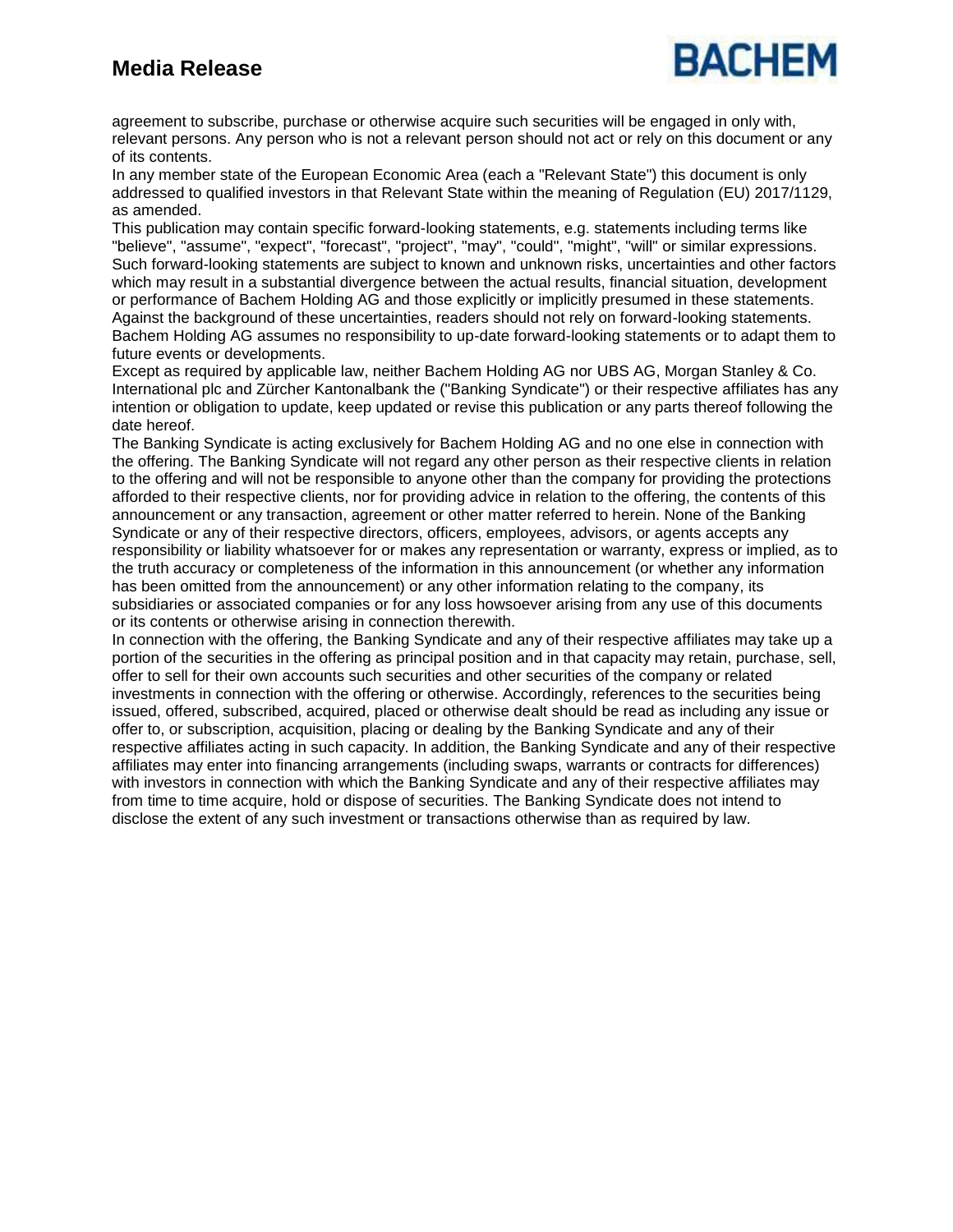agreement to subscribe, purchase or otherwise acquire such securities will be engaged in only with, relevant persons. Any person who is not a relevant person should not act or rely on this document or any of its contents.

In any member state of the European Economic Area (each a "Relevant State") this document is only addressed to qualified investors in that Relevant State within the meaning of Regulation (EU) 2017/1129, as amended.

This publication may contain specific forward-looking statements, e.g. statements including terms like "believe", "assume", "expect", "forecast", "project", "may", "could", "might", "will" or similar expressions. Such forward-looking statements are subject to known and unknown risks, uncertainties and other factors which may result in a substantial divergence between the actual results, financial situation, development or performance of Bachem Holding AG and those explicitly or implicitly presumed in these statements. Against the background of these uncertainties, readers should not rely on forward-looking statements. Bachem Holding AG assumes no responsibility to up-date forward-looking statements or to adapt them to future events or developments.

Except as required by applicable law, neither Bachem Holding AG nor UBS AG, Morgan Stanley & Co. International plc and Zürcher Kantonalbank the ("Banking Syndicate") or their respective affiliates has any intention or obligation to update, keep updated or revise this publication or any parts thereof following the date hereof.

The Banking Syndicate is acting exclusively for Bachem Holding AG and no one else in connection with the offering. The Banking Syndicate will not regard any other person as their respective clients in relation to the offering and will not be responsible to anyone other than the company for providing the protections afforded to their respective clients, nor for providing advice in relation to the offering, the contents of this announcement or any transaction, agreement or other matter referred to herein. None of the Banking Syndicate or any of their respective directors, officers, employees, advisors, or agents accepts any responsibility or liability whatsoever for or makes any representation or warranty, express or implied, as to the truth accuracy or completeness of the information in this announcement (or whether any information has been omitted from the announcement) or any other information relating to the company, its subsidiaries or associated companies or for any loss howsoever arising from any use of this documents or its contents or otherwise arising in connection therewith.

In connection with the offering, the Banking Syndicate and any of their respective affiliates may take up a portion of the securities in the offering as principal position and in that capacity may retain, purchase, sell, offer to sell for their own accounts such securities and other securities of the company or related investments in connection with the offering or otherwise. Accordingly, references to the securities being issued, offered, subscribed, acquired, placed or otherwise dealt should be read as including any issue or offer to, or subscription, acquisition, placing or dealing by the Banking Syndicate and any of their respective affiliates acting in such capacity. In addition, the Banking Syndicate and any of their respective affiliates may enter into financing arrangements (including swaps, warrants or contracts for differences) with investors in connection with which the Banking Syndicate and any of their respective affiliates may from time to time acquire, hold or dispose of securities. The Banking Syndicate does not intend to disclose the extent of any such investment or transactions otherwise than as required by law.